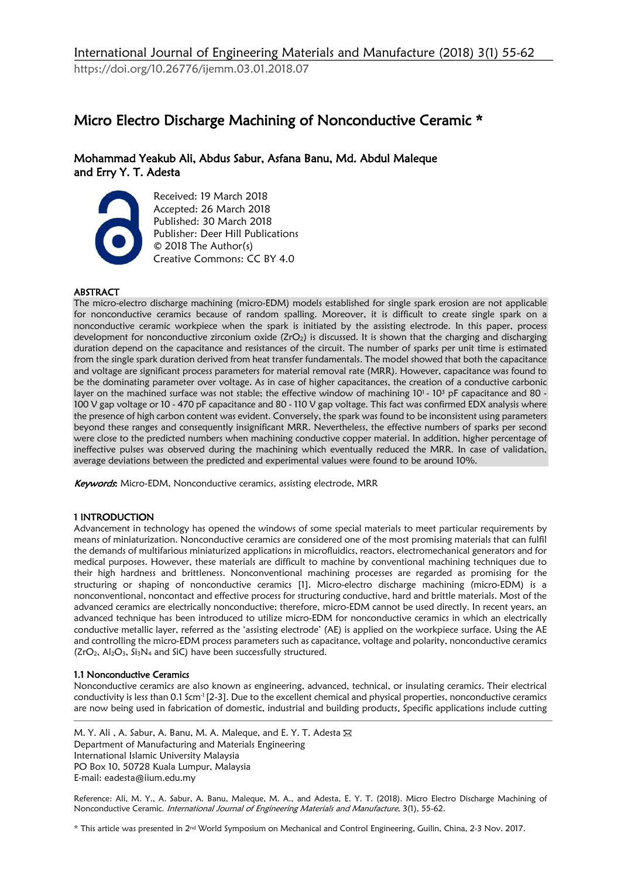International Journal of Engineering Materials and Manufacture (2018) 3(1) 55-62

https://doi.org/10.26776/ijemm.03.01.2018.07

# Micro Electro Discharge Machining of Nonconductive Ceramic *

**Mohammad Yeakub Ali, Abdus Sabur, Asfana Banu, Md. Abdul Maleque and Erry Y. T. Adesta**

Received: 19 March 2018
Accepted: 26 March 2018
Published: 30 March 2018
Publisher: Deer Hill Publications
© 2018 The Author(s)
Creative Commons: CC BY 4.0

## ABSTRACT

The micro-electro discharge machining (micro-EDM) models established for single spark erosion are not applicable for nonconductive ceramics because of random spalling. Moreover, it is difficult to create single spark on a nonconductive ceramic workpiece when the spark is initiated by the assisting electrode. In this paper, process development for nonconductive zirconium oxide ($ZrO_2$) is discussed. It is shown that the charging and discharging duration depend on the capacitance and resistances of the circuit. The number of sparks per unit time is estimated from the single spark duration derived from heat transfer fundamentals. The model showed that both the capacitance and voltage are significant process parameters for material removal rate (MRR). However, capacitance was found to be the dominating parameter over voltage. As in case of higher capacitances, the creation of a conductive carbonic layer on the machined surface was not stable; the effective window of machining $10^1$ - $10^3$ pF capacitance and 80 - 100 V gap voltage or 10 - 470 pF capacitance and 80 - 110 V gap voltage. This fact was confirmed EDX analysis where the presence of high carbon content was evident. Conversely, the spark was found to be inconsistent using parameters beyond these ranges and consequently insignificant MRR. Nevertheless, the effective numbers of sparks per second were close to the predicted numbers when machining conductive copper material. In addition, higher percentage of ineffective pulses was observed during the machining which eventually reduced the MRR. In case of validation, average deviations between the predicted and experimental values were found to be around 10%.

*Keywords*: Micro-EDM, Nonconductive ceramics, assisting electrode, MRR

## 1 INTRODUCTION

Advancement in technology has opened the windows of some special materials to meet particular requirements by means of miniaturization. Nonconductive ceramics are considered one of the most promising materials that can fulfil the demands of multifarious miniaturized applications in microfluidics, reactors, electromechanical generators and for medical purposes. However, these materials are difficult to machine by conventional machining techniques due to their high hardness and brittleness. Nonconventional machining processes are regarded as promising for the structuring or shaping of nonconductive ceramics [1]. Micro-electro discharge machining (micro-EDM) is a nonconventional, noncontact and effective process for structuring conductive, hard and brittle materials. Most of the advanced ceramics are electrically nonconductive; therefore, micro-EDM cannot be used directly. In recent years, an advanced technique has been introduced to utilize micro-EDM for nonconductive ceramics in which an electrically conductive metallic layer, referred as the 'assisting electrode' (AE) is applied on the workpiece surface. Using the AE and controlling the micro-EDM process parameters such as capacitance, voltage and polarity, nonconductive ceramics ($ZrO_2$, $Al_2O_3$, $Si_3N_4$ and SiC) have been successfully structured.

### 1.1 Nonconductive Ceramics

Nonconductive ceramics are also known as engineering, advanced, technical, or insulating ceramics. Their electrical conductivity is less than 0.1 $Scm^{-1}$ [2-3]. Due to the excellent chemical and physical properties, nonconductive ceramics are now being used in fabrication of domestic, industrial and building products. Specific applications include cutting

---

M. Y. Ali , A. Sabur, A. Banu, M. A. Maleque, and E. Y. T. Adesta ✉
Department of Manufacturing and Materials Engineering
International Islamic University Malaysia
PO Box 10, 50728 Kuala Lumpur, Malaysia
E-mail: eadesta@iium.edu.my

Reference: Ali, M. Y., A. Sabur, A. Banu, Maleque, M. A., and Adesta, E. Y. T. (2018). Micro Electro Discharge Machining of Nonconductive Ceramic. *International Journal of Engineering Materials and Manufacture*, 3(1), 55-62.

* This article was presented in 2nd World Symposium on Mechanical and Control Engineering, Guilin, China, 2-3 Nov. 2017.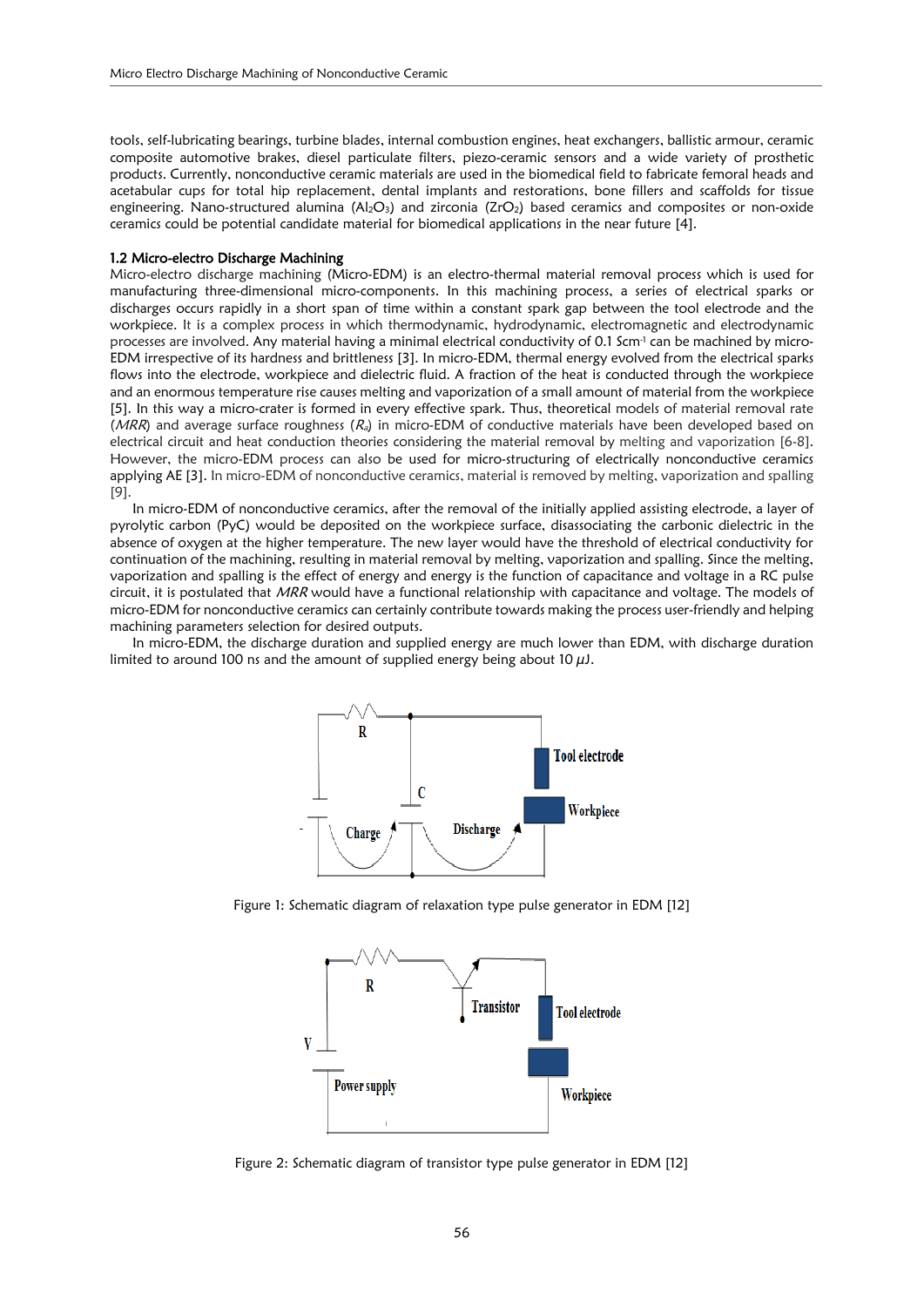tools, self-lubricating bearings, turbine blades, internal combustion engines, heat exchangers, ballistic armour, ceramic composite automotive brakes, diesel particulate filters, piezo-ceramic sensors and a wide variety of prosthetic products. Currently, nonconductive ceramic materials are used in the biomedical field to fabricate femoral heads and acetabular cups for total hip replacement, dental implants and restorations, bone fillers and scaffolds for tissue engineering. Nano-structured alumina ($Al_2O_3$) and zirconia ($ZrO_2$) based ceramics and composites or non-oxide ceramics could be potential candidate material for biomedical applications in the near future [4].

### 1.2 Micro-electro Discharge Machining

Micro-electro discharge machining (Micro-EDM) is an electro-thermal material removal process which is used for manufacturing three-dimensional micro-components. In this machining process, a series of electrical sparks or discharges occurs rapidly in a short span of time within a constant spark gap between the tool electrode and the workpiece. It is a complex process in which thermodynamic, hydrodynamic, electromagnetic and electrodynamic processes are involved. Any material having a minimal electrical conductivity of 0.1 $Scm^{-1}$ can be machined by micro-EDM irrespective of its hardness and brittleness [3]. In micro-EDM, thermal energy evolved from the electrical sparks flows into the electrode, workpiece and dielectric fluid. A fraction of the heat is conducted through the workpiece and an enormous temperature rise causes melting and vaporization of a small amount of material from the workpiece [5]. In this way a micro-crater is formed in every effective spark. Thus, theoretical models of material removal rate (*MRR*) and average surface roughness ($R_a$) in micro-EDM of conductive materials have been developed based on electrical circuit and heat conduction theories considering the material removal by melting and vaporization [6-8]. However, the micro-EDM process can also be used for micro-structuring of electrically nonconductive ceramics applying AE [3]. In micro-EDM of nonconductive ceramics, material is removed by melting, vaporization and spalling [9].

In micro-EDM of nonconductive ceramics, after the removal of the initially applied assisting electrode, a layer of pyrolytic carbon (PyC) would be deposited on the workpiece surface, disassociating the carbonic dielectric in the absence of oxygen at the higher temperature. The new layer would have the threshold of electrical conductivity for continuation of the machining, resulting in material removal by melting, vaporization and spalling. Since the melting, vaporization and spalling is the effect of energy and energy is the function of capacitance and voltage in a RC pulse circuit, it is postulated that *MRR* would have a functional relationship with capacitance and voltage. The models of micro-EDM for nonconductive ceramics can certainly contribute towards making the process user-friendly and helping machining parameters selection for desired outputs.

In micro-EDM, the discharge duration and supplied energy are much lower than EDM, with discharge duration limited to around 100 ns and the amount of supplied energy being about 10 $\mu$J.

Figure 1: Schematic diagram of relaxation type pulse generator in EDM [12]

Figure 2: Schematic diagram of transistor type pulse generator in EDM [12]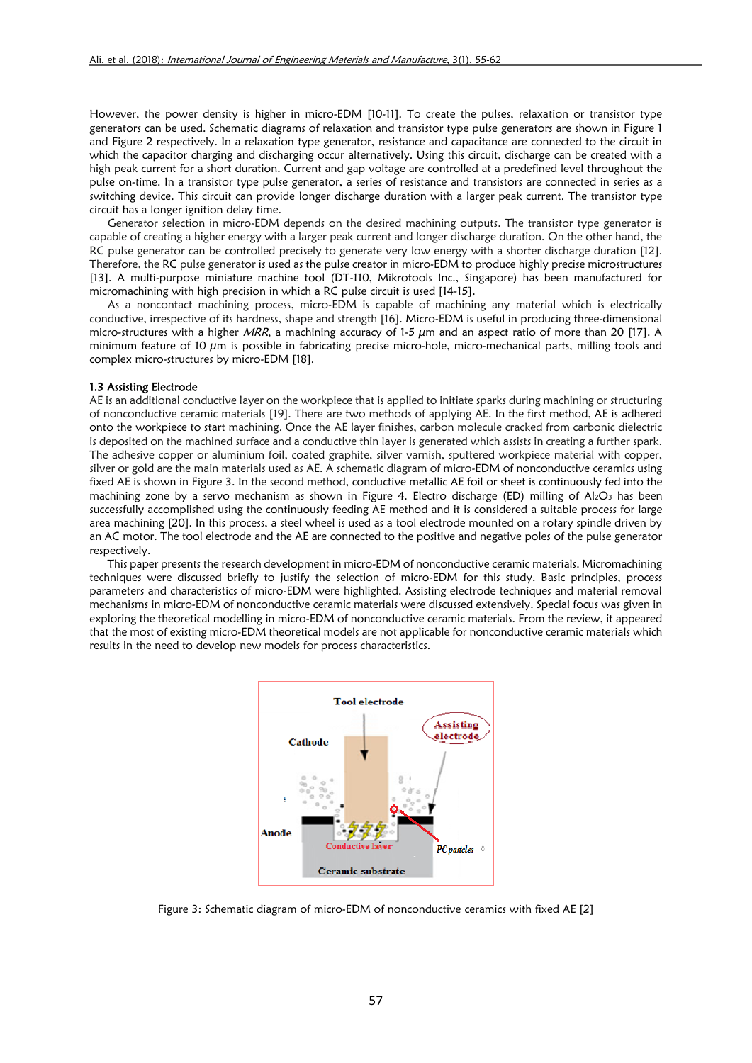However, the power density is higher in micro-EDM [10-11]. To create the pulses, relaxation or transistor type generators can be used. Schematic diagrams of relaxation and transistor type pulse generators are shown in Figure 1 and Figure 2 respectively. In a relaxation type pulse generator, resistance and capacitance are connected to the circuit in which the capacitor charging and discharging occur alternatively. Using this circuit, discharge can be created with a high peak current for a short duration. Current and gap voltage are controlled at a predefined level throughout the pulse on-time. In a transistor type pulse generator, a series of resistance and transistors are connected in series as a switching device. This circuit can provide longer discharge duration with a larger peak current. The transistor type circuit has a longer ignition delay time.

Generator selection in micro-EDM depends on the desired machining outputs. The transistor type generator is capable of creating a higher energy with a larger peak current and longer discharge duration. On the other hand, the RC pulse generator can be controlled precisely to generate very low energy with a shorter discharge duration [12]. Therefore, the RC pulse generator is used as the pulse creator in micro-EDM to produce highly precise microstructures [13]. A multi-purpose miniature machine tool (DT-110, Mikrotools Inc., Singapore) has been manufactured for micromachining with high precision in which a RC pulse circuit is used [14-15].

As a noncontact machining process, micro-EDM is capable of machining any material which is electrically conductive, irrespective of its hardness, shape and strength [16]. Micro-EDM is useful in producing three-dimensional micro-structures with a higher *MRR*, a machining accuracy of 1-5 $\mu$m and an aspect ratio of more than 20 [17]. A minimum feature of 10 $\mu$m is possible in fabricating precise micro-hole, micro-mechanical parts, milling tools and complex micro-structures by micro-EDM [18].

### 1.3 Assisting Electrode

AE is an additional conductive layer on the workpiece that is applied to initiate sparks during machining or structuring of nonconductive ceramic materials [19]. There are two methods of applying AE. In the first method, AE is adhered onto the workpiece to start machining. Once the AE layer finishes, carbon molecule cracked from carbonic dielectric is deposited on the machined surface and a conductive thin layer is generated which assists in creating a further spark. The adhesive copper or aluminium foil, coated graphite, silver varnish, sputtered workpiece material with copper, silver or gold are the main materials used as AE. A schematic diagram of micro-EDM of nonconductive ceramics using fixed AE is shown in Figure 3. In the second method, conductive metallic AE foil or sheet is continuously fed into the machining zone by a servo mechanism as shown in Figure 4. Electro discharge (ED) milling of $Al_2O_3$ has been successfully accomplished using the continuously feeding AE method and it is considered a suitable process for large area machining [20]. In this process, a steel wheel is used as a tool electrode mounted on a rotary spindle driven by an AC motor. The tool electrode and the AE are connected to the positive and negative poles of the pulse generator respectively.

This paper presents the research development in micro-EDM of nonconductive ceramic materials. Micromachining techniques were discussed briefly to justify the selection of micro-EDM for this study. Basic principles, process parameters and characteristics of micro-EDM were highlighted. Assisting electrode techniques and material removal mechanisms in micro-EDM of nonconductive ceramic materials were discussed extensively. Special focus was given in exploring the theoretical modelling in micro-EDM of nonconductive ceramic materials. From the review, it appeared that the most of existing micro-EDM theoretical models are not applicable for nonconductive ceramic materials which results in the need to develop new models for process characteristics.

Figure 3: Schematic diagram of micro-EDM of nonconductive ceramics with fixed AE [2]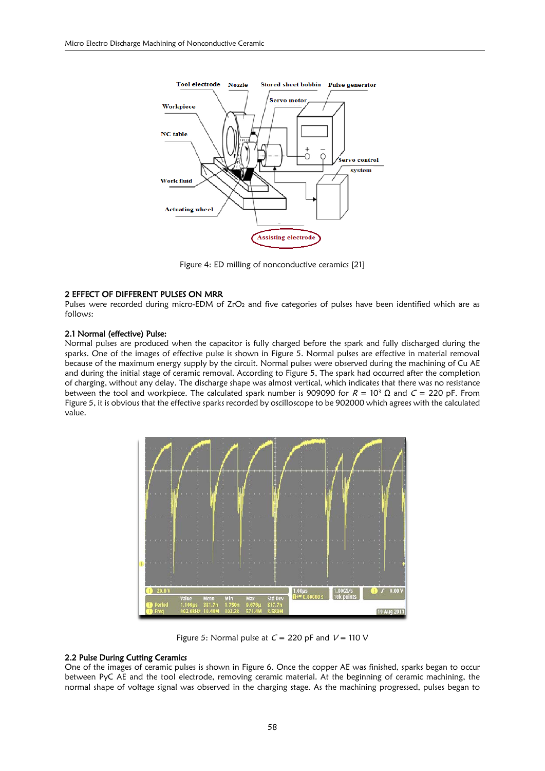Figure 4: ED milling of nonconductive ceramics [21]

## 2 EFFECT OF DIFFERENT PULSES ON MRR

Pulses were recorded during micro-EDM of $ZrO_2$ and five categories of pulses have been identified which are as follows:

### 2.1 Normal (effective) Pulse:

Normal pulses are produced when the capacitor is fully charged before the spark and fully discharged during the sparks. One of the images of effective pulse is shown in Figure 5. Normal pulses are effective in material removal because of the maximum energy supply by the circuit. Normal pulses were observed during the machining of Cu AE and during the initial stage of ceramic removal. According to Figure 5, The spark had occurred after the completion of charging, without any delay. The discharge shape was almost vertical, which indicates that there was no resistance between the tool and workpiece. The calculated spark number is 909090 for $R = 10^3\ \Omega$ and $C = 220$ pF. From Figure 5, it is obvious that the effective sparks recorded by oscilloscope to be 902000 which agrees with the calculated value.

Figure 5: Normal pulse at $C = 220$ pF and $V = 110$ V

### 2.2 Pulse During Cutting Ceramics

One of the images of ceramic pulses is shown in Figure 6. Once the copper AE was finished, sparks began to occur between PyC AE and the tool electrode, removing ceramic material. At the beginning of ceramic machining, the normal shape of voltage signal was observed in the charging stage. As the machining progressed, pulses began to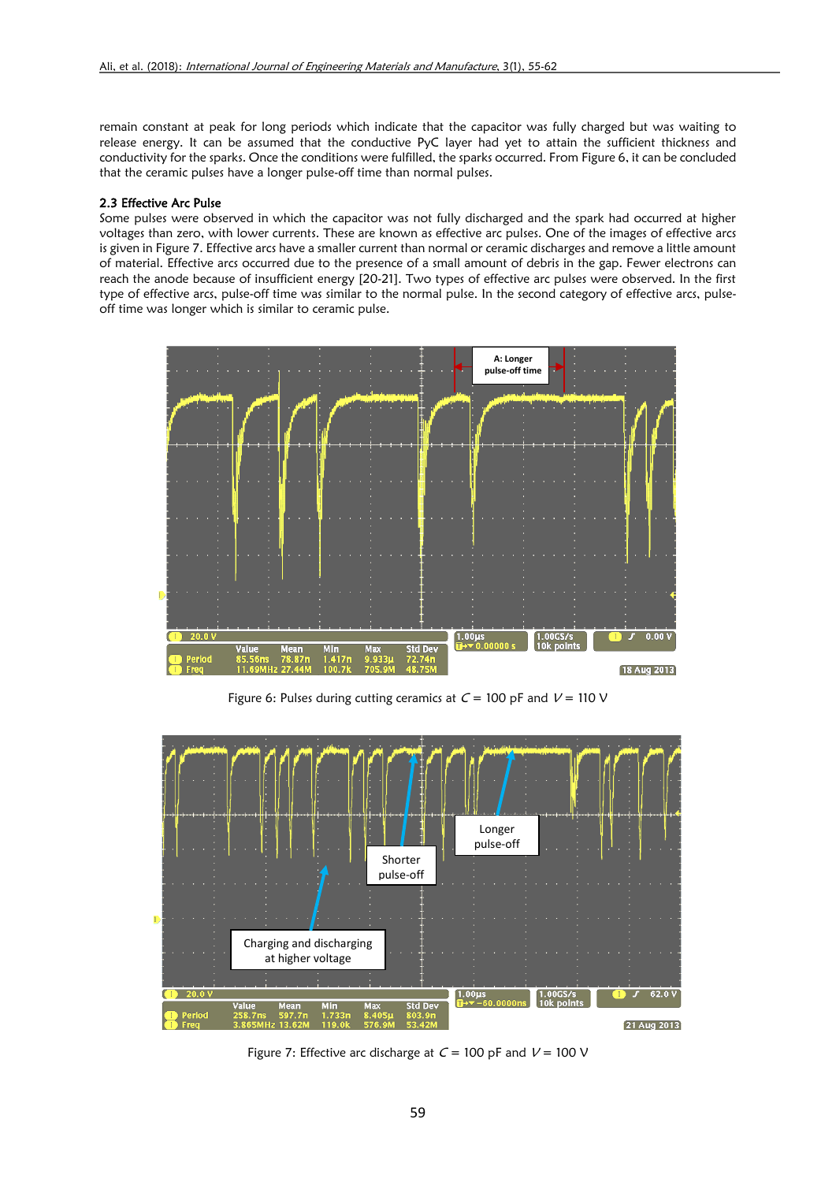remain constant at peak for long periods which indicate that the capacitor was fully charged but was waiting to release energy. It can be assumed that the conductive PyC layer had yet to attain the sufficient thickness and conductivity for the sparks. Once the conditions were fulfilled, the sparks occurred. From Figure 6, it can be concluded that the ceramic pulses have a longer pulse-off time than normal pulses.

### 2.3 Effective Arc Pulse

Some pulses were observed in which the capacitor was not fully discharged and the spark had occurred at higher voltages than zero, with lower currents. These are known as effective arc pulses. One of the images of effective arcs is given in Figure 7. Effective arcs have a smaller current than normal or ceramic discharges and remove a little amount of material. Effective arcs occurred due to the presence of a small amount of debris in the gap. Fewer electrons can reach the anode because of insufficient energy [20-21]. Two types of effective arc pulses were observed. In the first type of effective arcs, pulse-off time was similar to the normal pulse. In the second category of effective arcs, pulse-off time was longer which is similar to ceramic pulse.

Figure 6: Pulses during cutting ceramics at $C$ = 100 pF and $V$ = 110 V

Figure 7: Effective arc discharge at $C$ = 100 pF and $V$ = 100 V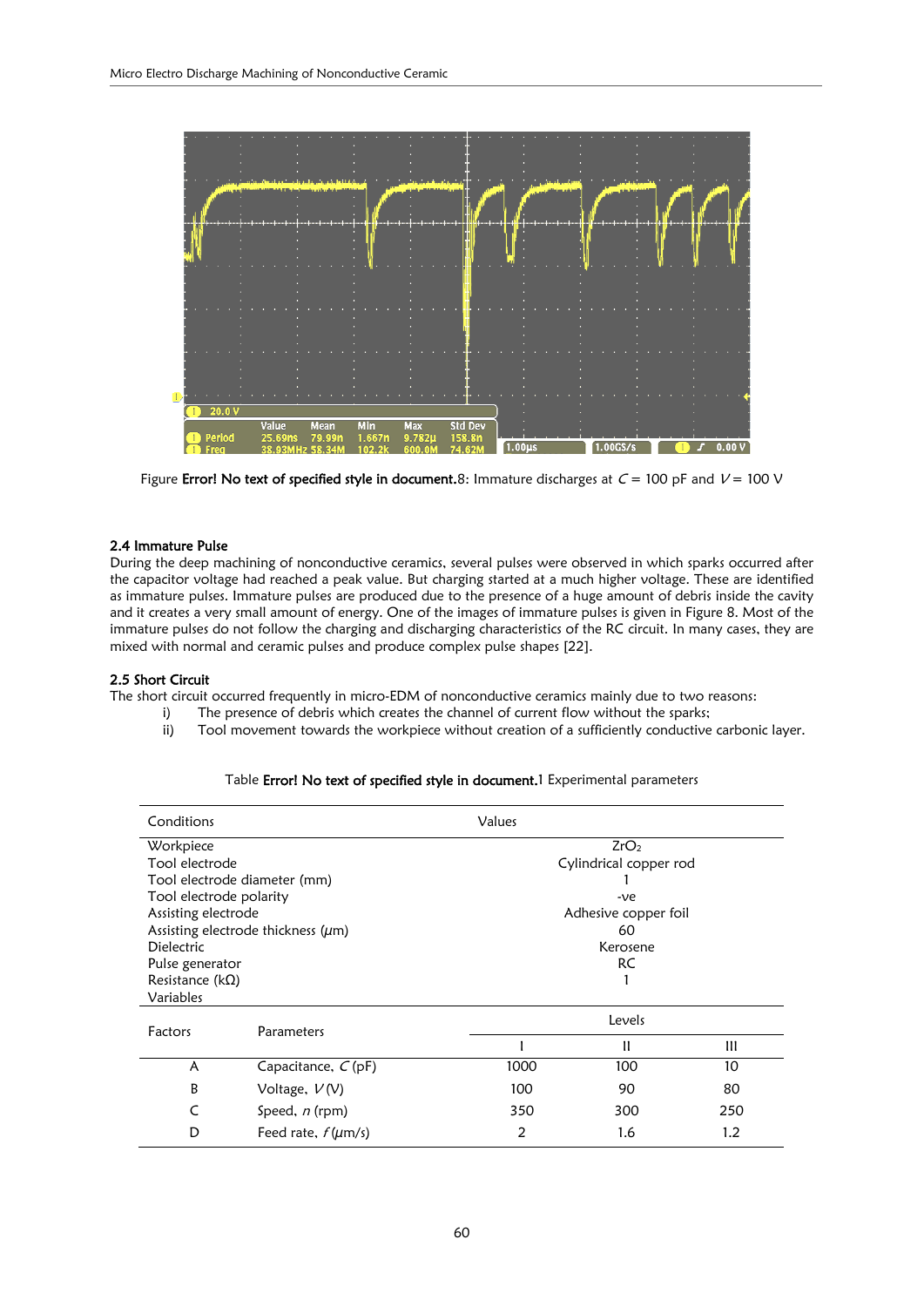Figure **Error! No text of specified style in document.**8: Immature discharges at $C$ = 100 pF and $V$ = 100 V

### 2.4 Immature Pulse

During the deep machining of nonconductive ceramics, several pulses were observed in which sparks occurred after the capacitor voltage had reached a peak value. But charging started at a much higher voltage. These are identified as immature pulses. Immature pulses are produced due to the presence of a huge amount of debris inside the cavity and it creates a very small amount of energy. One of the images of immature pulses is given in Figure 8. Most of the immature pulses do not follow the charging and discharging characteristics of the RC circuit. In many cases, they are mixed with normal and ceramic pulses and produce complex pulse shapes [22].

### 2.5 Short Circuit

The short circuit occurred frequently in micro-EDM of nonconductive ceramics mainly due to two reasons:

i) The presence of debris which creates the channel of current flow without the sparks;
ii) Tool movement towards the workpiece without creation of a sufficiently conductive carbonic layer.

Table **Error! No text of specified style in document.**1 Experimental parameters

| Conditions | | Values | | |
|---|---|---|---|---|
| Workpiece | | | $ZrO_2$ | |
| Tool electrode | | | Cylindrical copper rod | |
| Tool electrode diameter (mm) | | | 1 | |
| Tool electrode polarity | | | -ve | |
| Assisting electrode | | | Adhesive copper foil | |
| Assisting electrode thickness ($\mu$m) | | | 60 | |
| Dielectric | | | Kerosene | |
| Pulse generator | | | RC | |
| Resistance (kΩ) | | | 1 | |
| Variables | | | | |
| Factors | Parameters | Levels | | |
| | | I | II | III |
| A | Capacitance, $C$ (pF) | 1000 | 100 | 10 |
| B | Voltage, $V$ (V) | 100 | 90 | 80 |
| C | Speed, $n$ (rpm) | 350 | 300 | 250 |
| D | Feed rate, $f$ ($\mu$m/s) | 2 | 1.6 | 1.2 |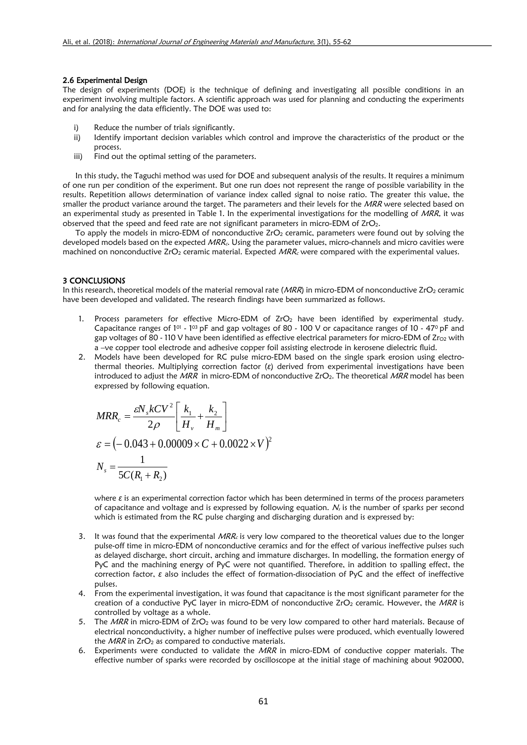### 2.6 Experimental Design

The design of experiments (DOE) is the technique of defining and investigating all possible conditions in an experiment involving multiple factors. A scientific approach was used for planning and conducting the experiments and for analysing the data efficiently. The DOE was used to:

i) Reduce the number of trials significantly.
ii) Identify important decision variables which control and improve the characteristics of the product or the process.
iii) Find out the optimal setting of the parameters.

In this study, the Taguchi method was used for DOE and subsequent analysis of the results. It requires a minimum of one run per condition of the experiment. But one run does not represent the range of possible variability in the results. Repetition allows determination of variance index called signal to noise ratio. The greater this value, the smaller the product variance around the target. The parameters and their levels for the *MRR* were selected based on an experimental study as presented in Table 1. In the experimental investigations for the modelling of *MRR*, it was observed that the speed and feed rate are not significant parameters in micro-EDM of $ZrO_2$.

To apply the models in micro-EDM of nonconductive $ZrO_2$ ceramic, parameters were found out by solving the developed models based on the expected $MRR_c$. Using the parameter values, micro-channels and micro cavities were machined on nonconductive $ZrO_2$ ceramic material. Expected $MRR_c$ were compared with the experimental values.

## 3 CONCLUSIONS

In this research, theoretical models of the material removal rate (*MRR*) in micro-EDM of nonconductive $ZrO_2$ ceramic have been developed and validated. The research findings have been summarized as follows.

1. Process parameters for effective Micro-EDM of $ZrO_2$ have been identified by experimental study. Capacitance ranges of $1^{01}$ - $1^{03}$ pF and gap voltages of 80 - 100 V or capacitance ranges of 10 - $47^{0}$ pF and gap voltages of 80 - 110 V have been identified as effective electrical parameters for micro-EDM of $Zr_{O2}$ with a –ve copper tool electrode and adhesive copper foil assisting electrode in kerosene dielectric fluid.
2. Models have been developed for RC pulse micro-EDM based on the single spark erosion using electro-thermal theories. Multiplying correction factor ($\varepsilon$) derived from experimental investigations have been introduced to adjust the *MRR* in micro-EDM of nonconductive $ZrO_2$. The theoretical *MRR* model has been expressed by following equation.

$$MRR_c = \frac{\varepsilon N_s k C V^2}{2\rho}\left[\frac{k_1}{H_v} + \frac{k_2}{H_m}\right]$$

$$\varepsilon = \left(-0.043 + 0.00009 \times C + 0.0022 \times V\right)^2$$

$$N_s = \frac{1}{5C(R_1 + R_2)}$$

   where $\varepsilon$ is an experimental correction factor which has been determined in terms of the process parameters of capacitance and voltage and is expressed by following equation. $N_s$ is the number of sparks per second which is estimated from the RC pulse charging and discharging duration and is expressed by:

3. It was found that the experimental $MRR_c$ is very low compared to the theoretical values due to the longer pulse-off time in micro-EDM of nonconductive ceramics and for the effect of various ineffective pulses such as delayed discharge, short circuit, arching and immature discharges. In modelling, the formation energy of PyC and the machining energy of PyC were not quantified. Therefore, in addition to spalling effect, the correction factor, $\varepsilon$ also includes the effect of formation-dissociation of PyC and the effect of ineffective pulses.
4. From the experimental investigation, it was found that capacitance is the most significant parameter for the creation of a conductive PyC layer in micro-EDM of nonconductive $ZrO_2$ ceramic. However, the *MRR* is controlled by voltage as a whole.
5. The *MRR* in micro-EDM of $ZrO_2$ was found to be very low compared to other hard materials. Because of electrical nonconductivity, a higher number of ineffective pulses were produced, which eventually lowered the *MRR* in $ZrO_2$ as compared to conductive materials.
6. Experiments were conducted to validate the *MRR* in micro-EDM of conductive copper materials. The effective number of sparks were recorded by oscilloscope at the initial stage of machining about 902000,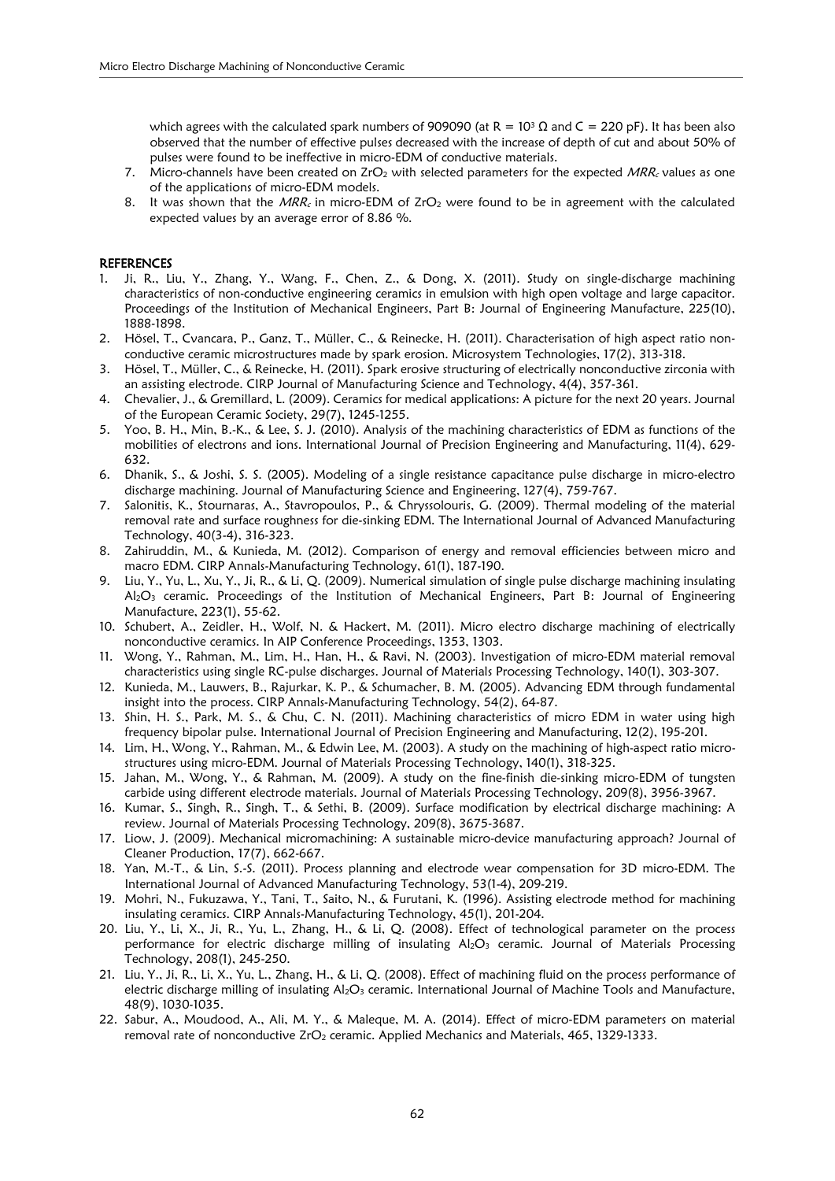which agrees with the calculated spark numbers of 909090 (at $R = 10^3\ \Omega$ and $C = 220$ pF). It has been also observed that the number of effective pulses decreased with the increase of depth of cut and about 50% of pulses were found to be ineffective in micro-EDM of conductive materials.

7. Micro-channels have been created on $ZrO_2$ with selected parameters for the expected $MRR_c$ values as one of the applications of micro-EDM models.
8. It was shown that the $MRR_c$ in micro-EDM of $ZrO_2$ were found to be in agreement with the calculated expected values by an average error of 8.86 %.

## REFERENCES

1. Ji, R., Liu, Y., Zhang, Y., Wang, F., Chen, Z., & Dong, X. (2011). Study on single-discharge machining characteristics of non-conductive engineering ceramics in emulsion with high open voltage and large capacitor. Proceedings of the Institution of Mechanical Engineers, Part B: Journal of Engineering Manufacture, 225(10), 1888-1898.
2. Hösel, T., Cvancara, P., Ganz, T., Müller, C., & Reinecke, H. (2011). Characterisation of high aspect ratio non-conductive ceramic microstructures made by spark erosion. Microsystem Technologies, 17(2), 313-318.
3. Hösel, T., Müller, C., & Reinecke, H. (2011). Spark erosive structuring of electrically nonconductive zirconia with an assisting electrode. CIRP Journal of Manufacturing Science and Technology, 4(4), 357-361.
4. Chevalier, J., & Gremillard, L. (2009). Ceramics for medical applications: A picture for the next 20 years. Journal of the European Ceramic Society, 29(7), 1245-1255.
5. Yoo, B. H., Min, B.-K., & Lee, S. J. (2010). Analysis of the machining characteristics of EDM as functions of the mobilities of electrons and ions. International Journal of Precision Engineering and Manufacturing, 11(4), 629-632.
6. Dhanik, S., & Joshi, S. S. (2005). Modeling of a single resistance capacitance pulse discharge in micro-electro discharge machining. Journal of Manufacturing Science and Engineering, 127(4), 759-767.
7. Salonitis, K., Stournaras, A., Stavropoulos, P., & Chryssolouris, G. (2009). Thermal modeling of the material removal rate and surface roughness for die-sinking EDM. The International Journal of Advanced Manufacturing Technology, 40(3-4), 316-323.
8. Zahiruddin, M., & Kunieda, M. (2012). Comparison of energy and removal efficiencies between micro and macro EDM. CIRP Annals-Manufacturing Technology, 61(1), 187-190.
9. Liu, Y., Yu, L., Xu, Y., Ji, R., & Li, Q. (2009). Numerical simulation of single pulse discharge machining insulating $Al_2O_3$ ceramic. Proceedings of the Institution of Mechanical Engineers, Part B: Journal of Engineering Manufacture, 223(1), 55-62.
10. Schubert, A., Zeidler, H., Wolf, N. & Hackert, M. (2011). Micro electro discharge machining of electrically nonconductive ceramics. In AIP Conference Proceedings, 1353, 1303.
11. Wong, Y., Rahman, M., Lim, H., Han, H., & Ravi, N. (2003). Investigation of micro-EDM material removal characteristics using single RC-pulse discharges. Journal of Materials Processing Technology, 140(1), 303-307.
12. Kunieda, M., Lauwers, B., Rajurkar, K. P., & Schumacher, B. M. (2005). Advancing EDM through fundamental insight into the process. CIRP Annals-Manufacturing Technology, 54(2), 64-87.
13. Shin, H. S., Park, M. S., & Chu, C. N. (2011). Machining characteristics of micro EDM in water using high frequency bipolar pulse. International Journal of Precision Engineering and Manufacturing, 12(2), 195-201.
14. Lim, H., Wong, Y., Rahman, M., & Edwin Lee, M. (2003). A study on the machining of high-aspect ratio micro-structures using micro-EDM. Journal of Materials Processing Technology, 140(1), 318-325.
15. Jahan, M., Wong, Y., & Rahman, M. (2009). A study on the fine-finish die-sinking micro-EDM of tungsten carbide using different electrode materials. Journal of Materials Processing Technology, 209(8), 3956-3967.
16. Kumar, S., Singh, R., Singh, T., & Sethi, B. (2009). Surface modification by electrical discharge machining: A review. Journal of Materials Processing Technology, 209(8), 3675-3687.
17. Liow, J. (2009). Mechanical micromachining: A sustainable micro-device manufacturing approach? Journal of Cleaner Production, 17(7), 662-667.
18. Yan, M.-T., & Lin, S.-S. (2011). Process planning and electrode wear compensation for 3D micro-EDM. The International Journal of Advanced Manufacturing Technology, 53(1-4), 209-219.
19. Mohri, N., Fukuzawa, Y., Tani, T., Saito, N., & Furutani, K. (1996). Assisting electrode method for machining insulating ceramics. CIRP Annals-Manufacturing Technology, 45(1), 201-204.
20. Liu, Y., Li, X., Ji, R., Yu, L., Zhang, H., & Li, Q. (2008). Effect of technological parameter on the process performance for electric discharge milling of insulating $Al_2O_3$ ceramic. Journal of Materials Processing Technology, 208(1), 245-250.
21. Liu, Y., Ji, R., Li, X., Yu, L., Zhang, H., & Li, Q. (2008). Effect of machining fluid on the process performance of electric discharge milling of insulating $Al_2O_3$ ceramic. International Journal of Machine Tools and Manufacture, 48(9), 1030-1035.
22. Sabur, A., Moudood, A., Ali, M. Y., & Maleque, M. A. (2014). Effect of micro-EDM parameters on material removal rate of nonconductive $ZrO_2$ ceramic. Applied Mechanics and Materials, 465, 1329-1333.